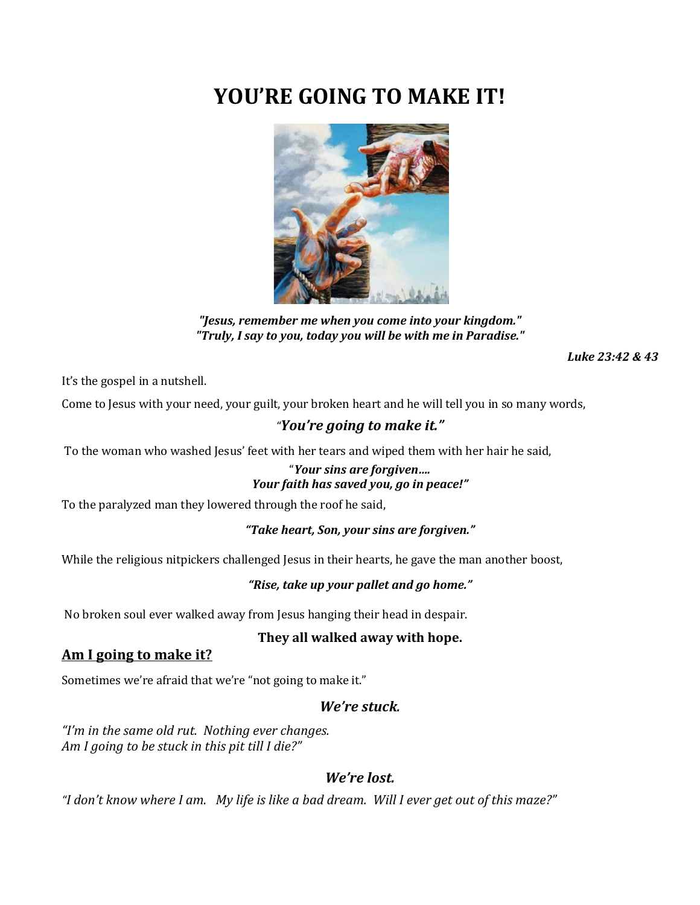# YOU'RE GOING TO MAKE IT!

***"Jesus, remember me when you come into your kingdom."***
***"Truly, I say to you, today you will be with me in Paradise."***

***Luke 23:42 & 43***

It's the gospel in a nutshell.

Come to Jesus with your need, your guilt, your broken heart and he will tell you in so many words,

***"You're going to make it."***

To the woman who washed Jesus' feet with her tears and wiped them with her hair he said,

***"Your sins are forgiven….***
***Your faith has saved you, go in peace!"***

To the paralyzed man they lowered through the roof he said,

***"Take heart, Son, your sins are forgiven."***

While the religious nitpickers challenged Jesus in their hearts, he gave the man another boost,

***"Rise, take up your pallet and go home."***

No broken soul ever walked away from Jesus hanging their head in despair.

**They all walked away with hope.**

## <u>Am I going to make it?</u>

Sometimes we're afraid that we're "not going to make it."

***We're stuck.***

*"I'm in the same old rut. Nothing ever changes.*
*Am I going to be stuck in this pit till I die?"*

***We're lost.***

*"I don't know where I am. My life is like a bad dream. Will I ever get out of this maze?"*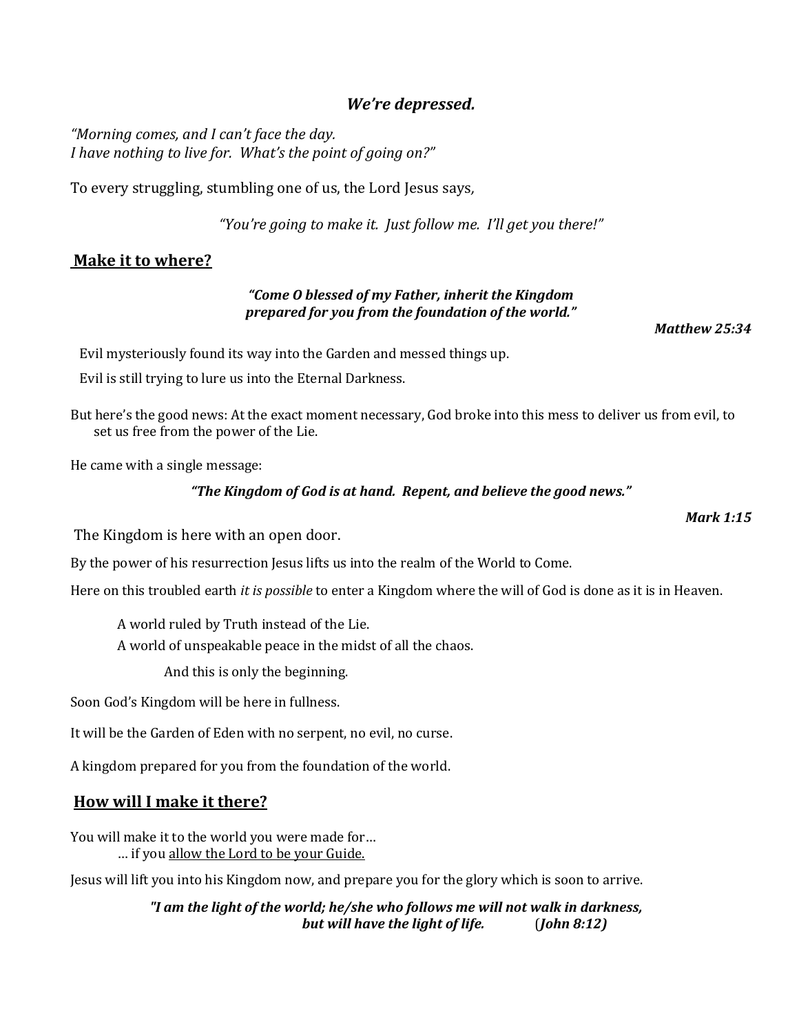### ***We're depressed.***

*"Morning comes, and I can't face the day.*
*I have nothing to live for. What's the point of going on?"*

To every struggling, stumbling one of us, the Lord Jesus says,

*"You're going to make it. Just follow me. I'll get you there!"*

## Make it to where?

***"Come O blessed of my Father, inherit the Kingdom***
***prepared for you from the foundation of the world."***

***Matthew 25:34***

Evil mysteriously found its way into the Garden and messed things up.

Evil is still trying to lure us into the Eternal Darkness.

But here's the good news: At the exact moment necessary, God broke into this mess to deliver us from evil, to set us free from the power of the Lie.

He came with a single message:

***"The Kingdom of God is at hand. Repent, and believe the good news."***

***Mark 1:15***

The Kingdom is here with an open door.

By the power of his resurrection Jesus lifts us into the realm of the World to Come.

Here on this troubled earth *it is possible* to enter a Kingdom where the will of God is done as it is in Heaven.

A world ruled by Truth instead of the Lie.
A world of unspeakable peace in the midst of all the chaos.

And this is only the beginning.

Soon God's Kingdom will be here in fullness.

It will be the Garden of Eden with no serpent, no evil, no curse.

A kingdom prepared for you from the foundation of the world.

## How will I make it there?

You will make it to the world you were made for…
… if you <u>allow the Lord to be your Guide.</u>

Jesus will lift you into his Kingdom now, and prepare you for the glory which is soon to arrive.

***"I am the light of the world; he/she who follows me will not walk in darkness,***
***but will have the light of life. (John 8:12)***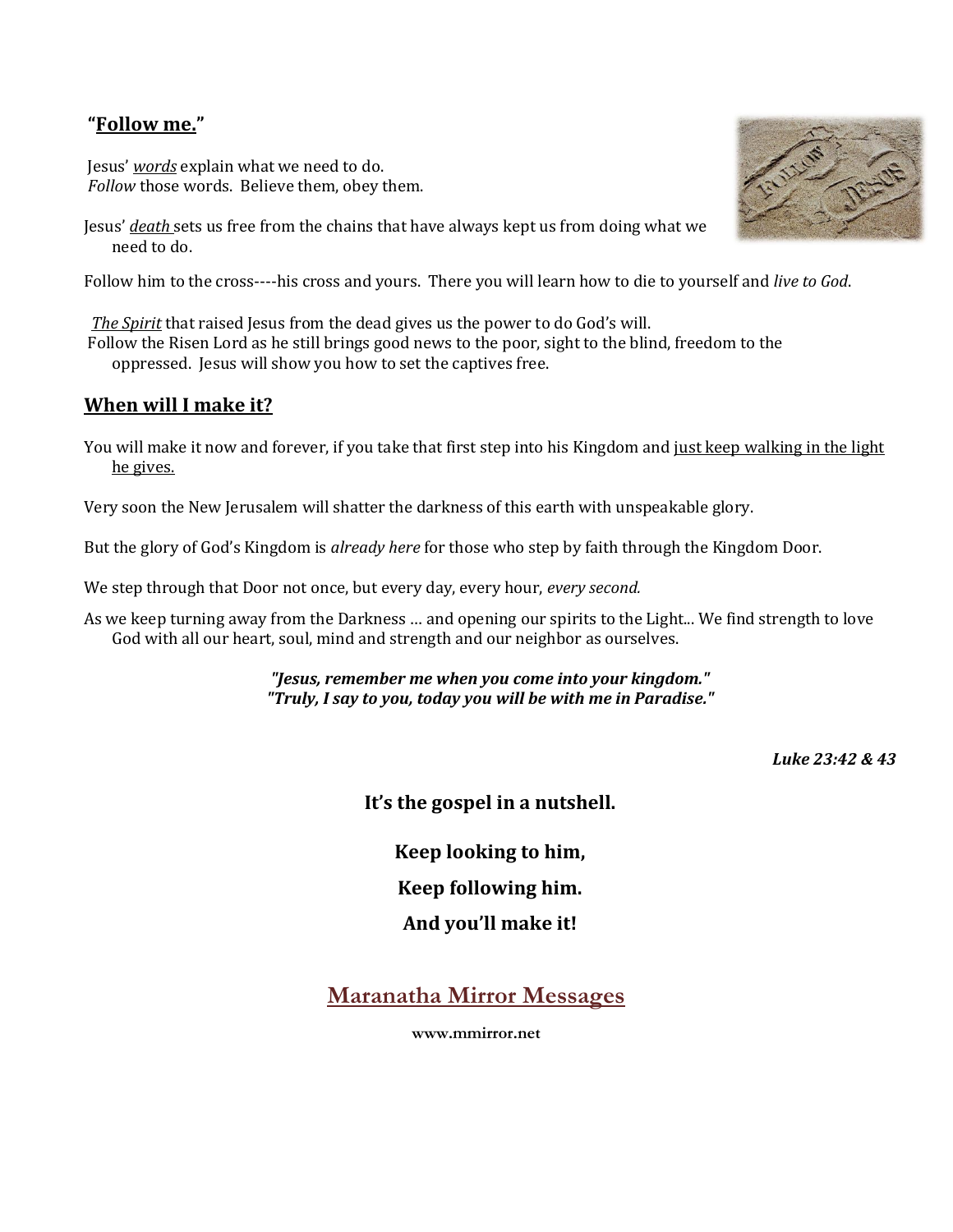## "<u>Follow me.</u>"

Jesus' *<u>words</u>* explain what we need to do.
*Follow* those words. Believe them, obey them.

Jesus' *<u>death</u>* sets us free from the chains that have always kept us from doing what we need to do.

Follow him to the cross----his cross and yours. There you will learn how to die to yourself and *live to God*.

*<u>The Spirit</u>* that raised Jesus from the dead gives us the power to do God's will.
Follow the Risen Lord as he still brings good news to the poor, sight to the blind, freedom to the oppressed. Jesus will show you how to set the captives free.

## <u>When will I make it?</u>

You will make it now and forever, if you take that first step into his Kingdom and <u>just keep walking in the light he gives.</u>

Very soon the New Jerusalem will shatter the darkness of this earth with unspeakable glory.

But the glory of God's Kingdom is *already here* for those who step by faith through the Kingdom Door.

We step through that Door not once, but every day, every hour, *every second.*

As we keep turning away from the Darkness … and opening our spirits to the Light... We find strength to love God with all our heart, soul, mind and strength and our neighbor as ourselves.

***"Jesus, remember me when you come into your kingdom."***
***"Truly, I say to you, today you will be with me in Paradise."***

***Luke 23:42 & 43***

**It's the gospel in a nutshell.**

**Keep looking to him,**

**Keep following him.**

**And you'll make it!**

**<u>Maranatha Mirror Messages</u>**

**www.mmirror.net**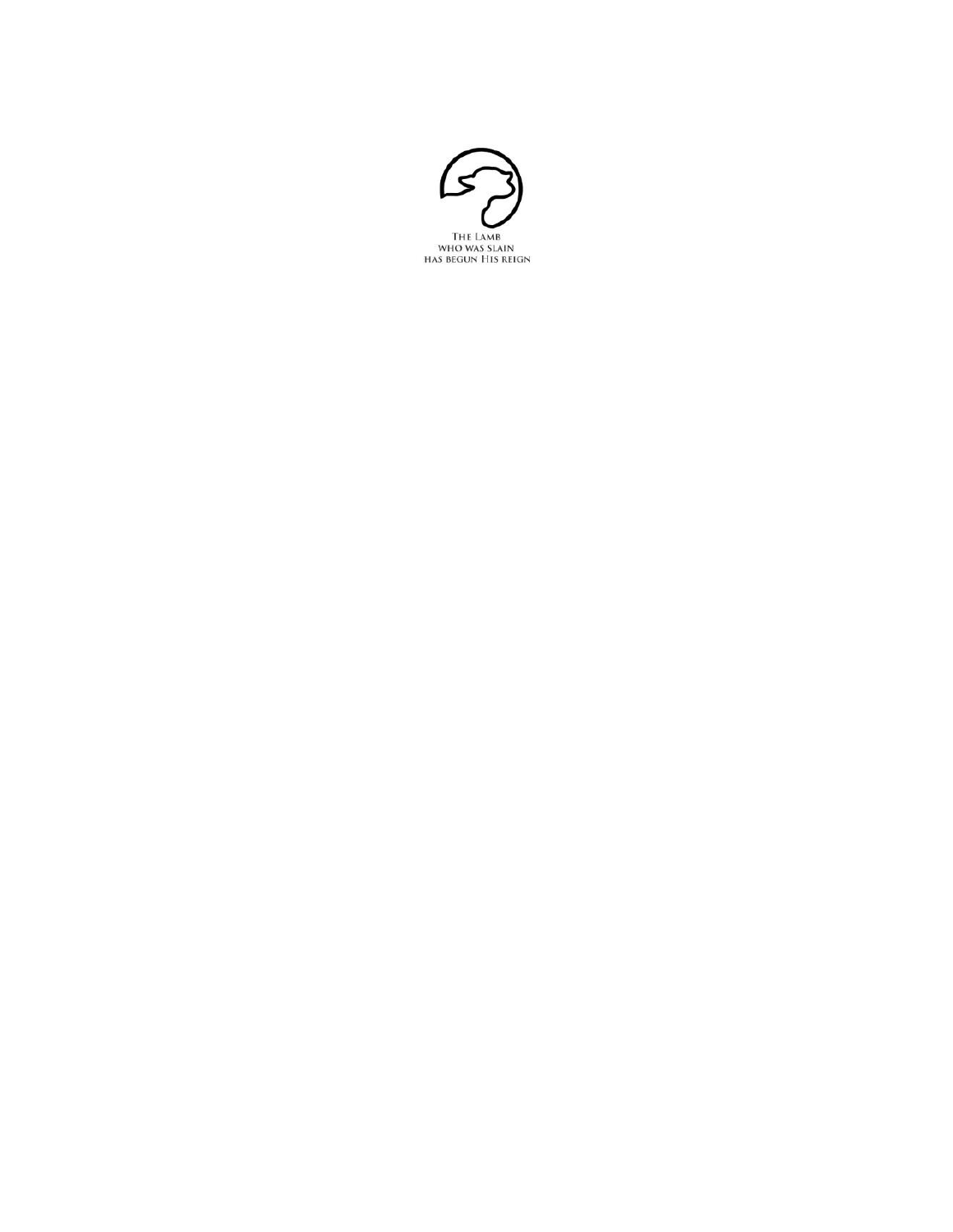The Lamb
who was slain
has begun His reign